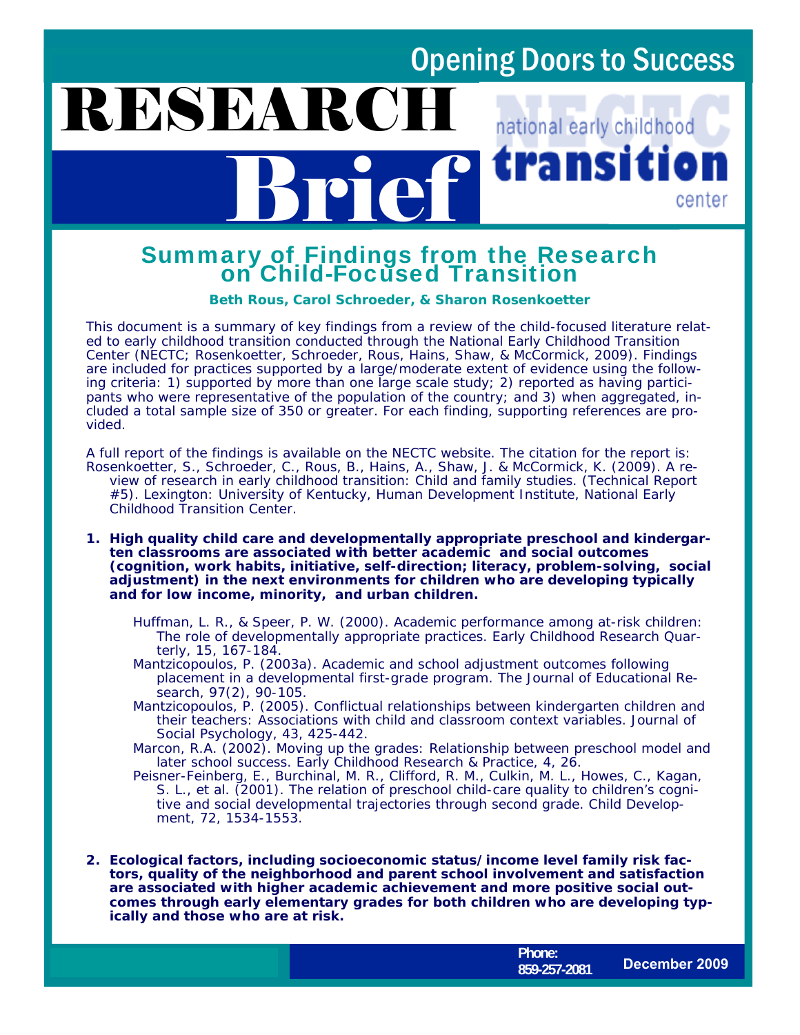Opening Doors to Success

# RESEARCH Brief

national early childhood transition center

## Summary of Findings from the Research on Child-Focused Transition

**Beth Rous, Carol Schroeder, & Sharon Rosenkoetter**

This document is a summary of key findings from a review of the child-focused literature related to early childhood transition conducted through the National Early Childhood Transition Center (NECTC; Rosenkoetter, Schroeder, Rous, Hains, Shaw, & McCormick, 2009). Findings are included for practices supported by a large/moderate extent of evidence using the following criteria: 1) supported by more than one large scale study; 2) reported as having participants who were representative of the population of the country; and 3) when aggregated, included a total sample size of 350 or greater. For each finding, supporting references are provided.

A full report of the findings is available on the NECTC website. The citation for the report is: Rosenkoetter, S., Schroeder, C., Rous, B., Hains, A., Shaw, J. & McCormick, K. (2009). A review of research in early childhood transition: Child and family studies. (Technical Report #5). Lexington: University of Kentucky, Human Development Institute, National Early Childhood Transition Center.

1. **High quality child care and developmentally appropriate preschool and kindergarten classrooms are associated with better academic and social outcomes (cognition, work habits, initiative, self-direction; literacy, problem-solving, social adjustment) in the next environments for children who are developing typically and for low income, minority, and urban children.**

   Huffman, L. R., & Speer, P. W. (2000). Academic performance among at-risk children: The role of developmentally appropriate practices. Early Childhood Research Quarterly, 15, 167-184.

   Mantzicopoulos, P. (2003a). Academic and school adjustment outcomes following placement in a developmental first-grade program. The Journal of Educational Research, 97(2), 90-105.

   Mantzicopoulos, P. (2005). Conflictual relationships between kindergarten children and their teachers: Associations with child and classroom context variables. Journal of Social Psychology, 43, 425-442.

   Marcon, R.A. (2002). Moving up the grades: Relationship between preschool model and later school success. Early Childhood Research & Practice, 4, 26.

   Peisner-Feinberg, E., Burchinal, M. R., Clifford, R. M., Culkin, M. L., Howes, C., Kagan, S. L., et al. (2001). The relation of preschool child-care quality to children's cognitive and social developmental trajectories through second grade. Child Development, 72, 1534-1553.

2. **Ecological factors, including socioeconomic status/income level family risk factors, quality of the neighborhood and parent school involvement and satisfaction are associated with higher academic achievement and more positive social outcomes through early elementary grades for both children who are developing typically and those who are at risk.**

Phone: 859-257-2081

December 2009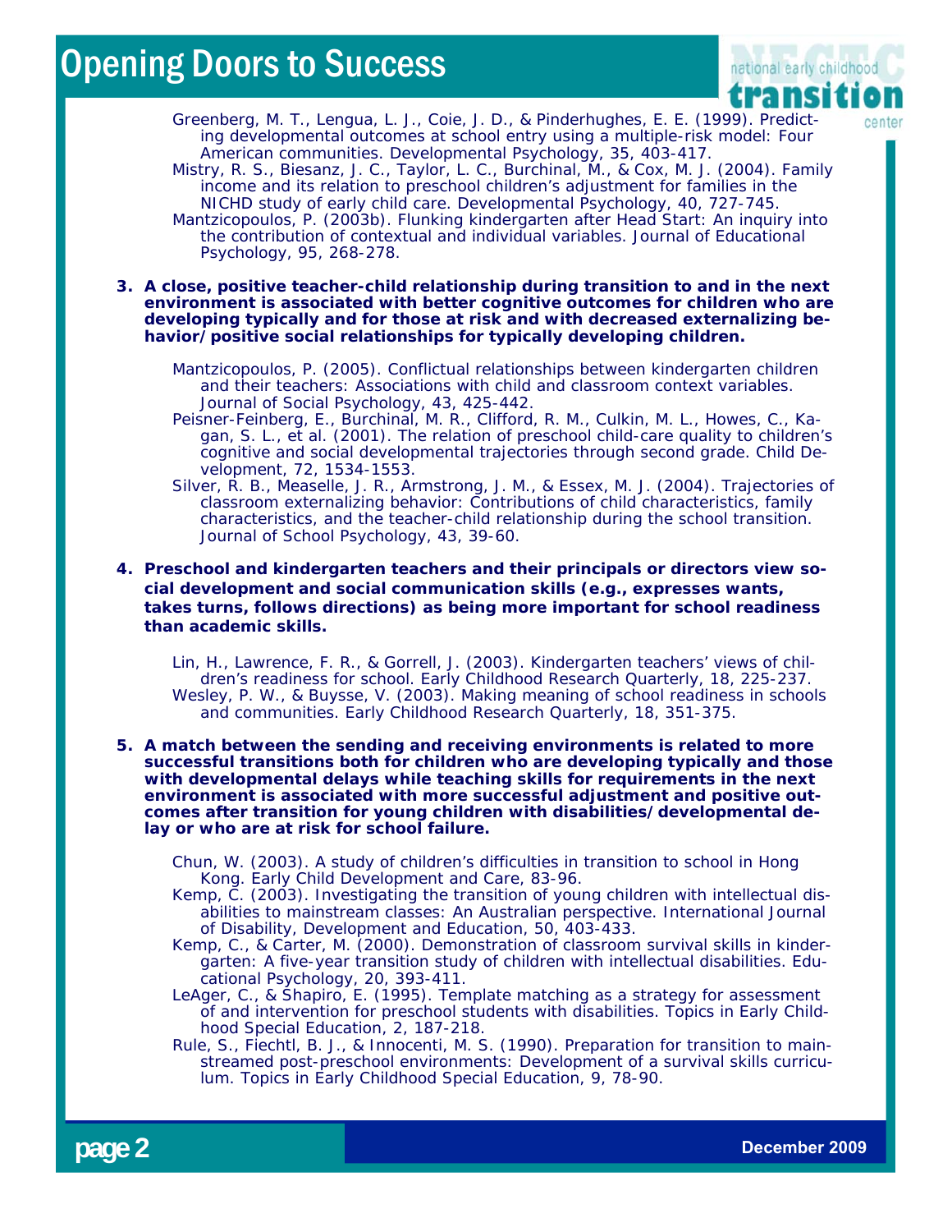Greenberg, M. T., Lengua, L. J., Coie, J. D., & Pinderhughes, E. E. (1999). Predicting developmental outcomes at school entry using a multiple-risk model: Four American communities. Developmental Psychology, 35, 403-417.

Mistry, R. S., Biesanz, J. C., Taylor, L. C., Burchinal, M., & Cox, M. J. (2004). Family income and its relation to preschool children's adjustment for families in the NICHD study of early child care. Developmental Psychology, 40, 727-745.

Mantzicopoulos, P. (2003b). Flunking kindergarten after Head Start: An inquiry into the contribution of contextual and individual variables. Journal of Educational Psychology, 95, 268-278.

**3. A close, positive teacher-child relationship during transition to and in the next environment is associated with better cognitive outcomes for children who are developing typically and for those at risk and with decreased externalizing behavior/positive social relationships for typically developing children.**

Mantzicopoulos, P. (2005). Conflictual relationships between kindergarten children and their teachers: Associations with child and classroom context variables. Journal of Social Psychology, 43, 425-442.

Peisner-Feinberg, E., Burchinal, M. R., Clifford, R. M., Culkin, M. L., Howes, C., Kagan, S. L., et al. (2001). The relation of preschool child-care quality to children's cognitive and social developmental trajectories through second grade. Child Development, 72, 1534-1553.

Silver, R. B., Measelle, J. R., Armstrong, J. M., & Essex, M. J. (2004). Trajectories of classroom externalizing behavior: Contributions of child characteristics, family characteristics, and the teacher-child relationship during the school transition. Journal of School Psychology, 43, 39-60.

**4. Preschool and kindergarten teachers and their principals or directors view social development and social communication skills (e.g., expresses wants, takes turns, follows directions) as being more important for school readiness than academic skills.**

Lin, H., Lawrence, F. R., & Gorrell, J. (2003). Kindergarten teachers' views of children's readiness for school. Early Childhood Research Quarterly, 18, 225-237.

Wesley, P. W., & Buysse, V. (2003). Making meaning of school readiness in schools and communities. Early Childhood Research Quarterly, 18, 351-375.

**5. A match between the sending and receiving environments is related to more successful transitions both for children who are developing typically and those with developmental delays while teaching skills for requirements in the next environment is associated with more successful adjustment and positive outcomes after transition for young children with disabilities/developmental delay or who are at risk for school failure.**

Chun, W. (2003). A study of children's difficulties in transition to school in Hong Kong. Early Child Development and Care, 83-96.

Kemp, C. (2003). Investigating the transition of young children with intellectual disabilities to mainstream classes: An Australian perspective. International Journal of Disability, Development and Education, 50, 403-433.

Kemp, C., & Carter, M. (2000). Demonstration of classroom survival skills in kindergarten: A five-year transition study of children with intellectual disabilities. Educational Psychology, 20, 393-411.

LeAger, C., & Shapiro, E. (1995). Template matching as a strategy for assessment of and intervention for preschool students with disabilities. Topics in Early Childhood Special Education, 2, 187-218.

Rule, S., Fiechtl, B. J., & Innocenti, M. S. (1990). Preparation for transition to mainstreamed post-preschool environments: Development of a survival skills curriculum. Topics in Early Childhood Special Education, 9, 78-90.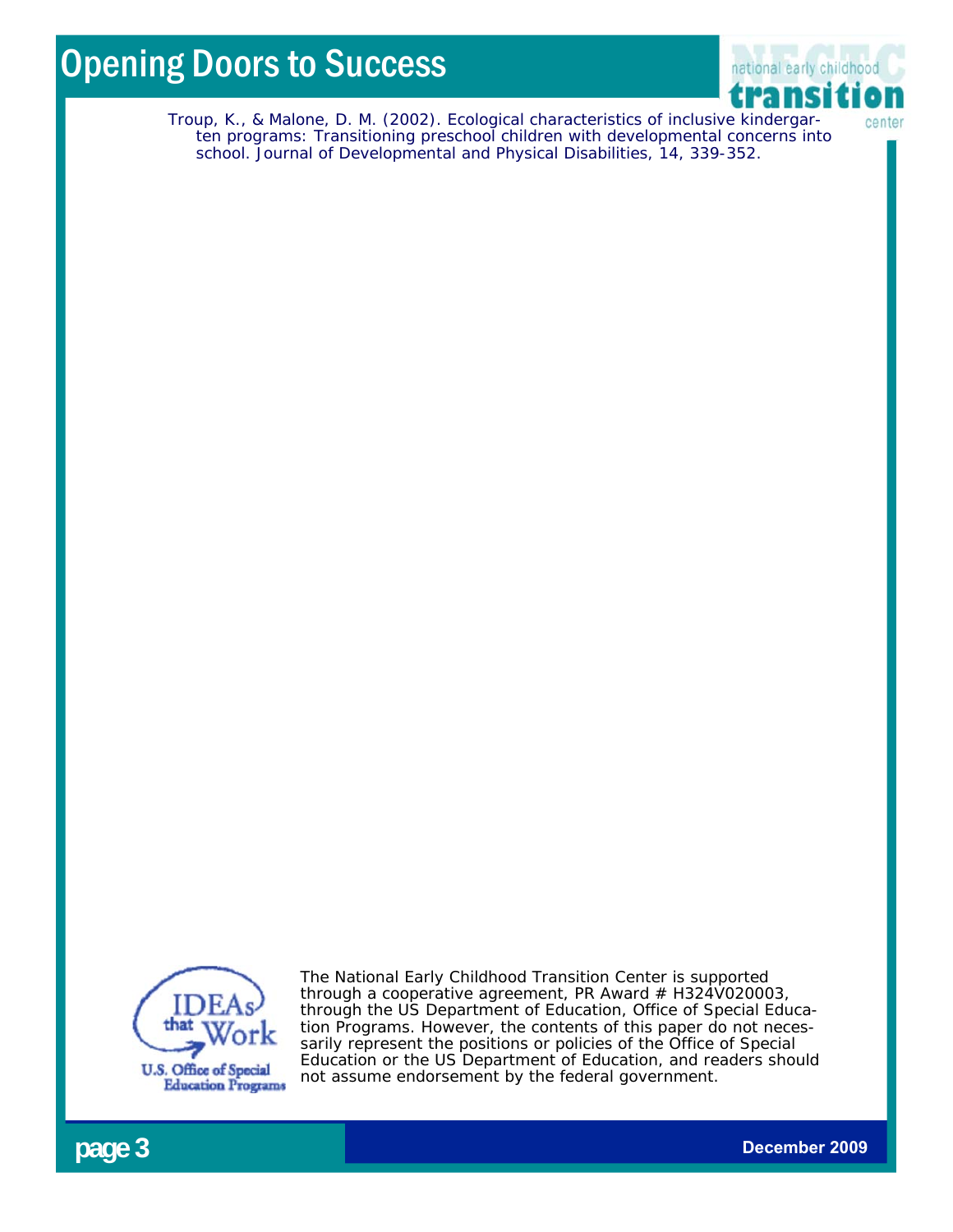Troup, K., & Malone, D. M. (2002). Ecological characteristics of inclusive kindergarten programs: Transitioning preschool children with developmental concerns into school. Journal of Developmental and Physical Disabilities, 14, 339-352.

The National Early Childhood Transition Center is supported through a cooperative agreement, PR Award # H324V020003, through the US Department of Education, Office of Special Education Programs. However, the contents of this paper do not necessarily represent the positions or policies of the Office of Special Education or the US Department of Education, and readers should not assume endorsement by the federal government.